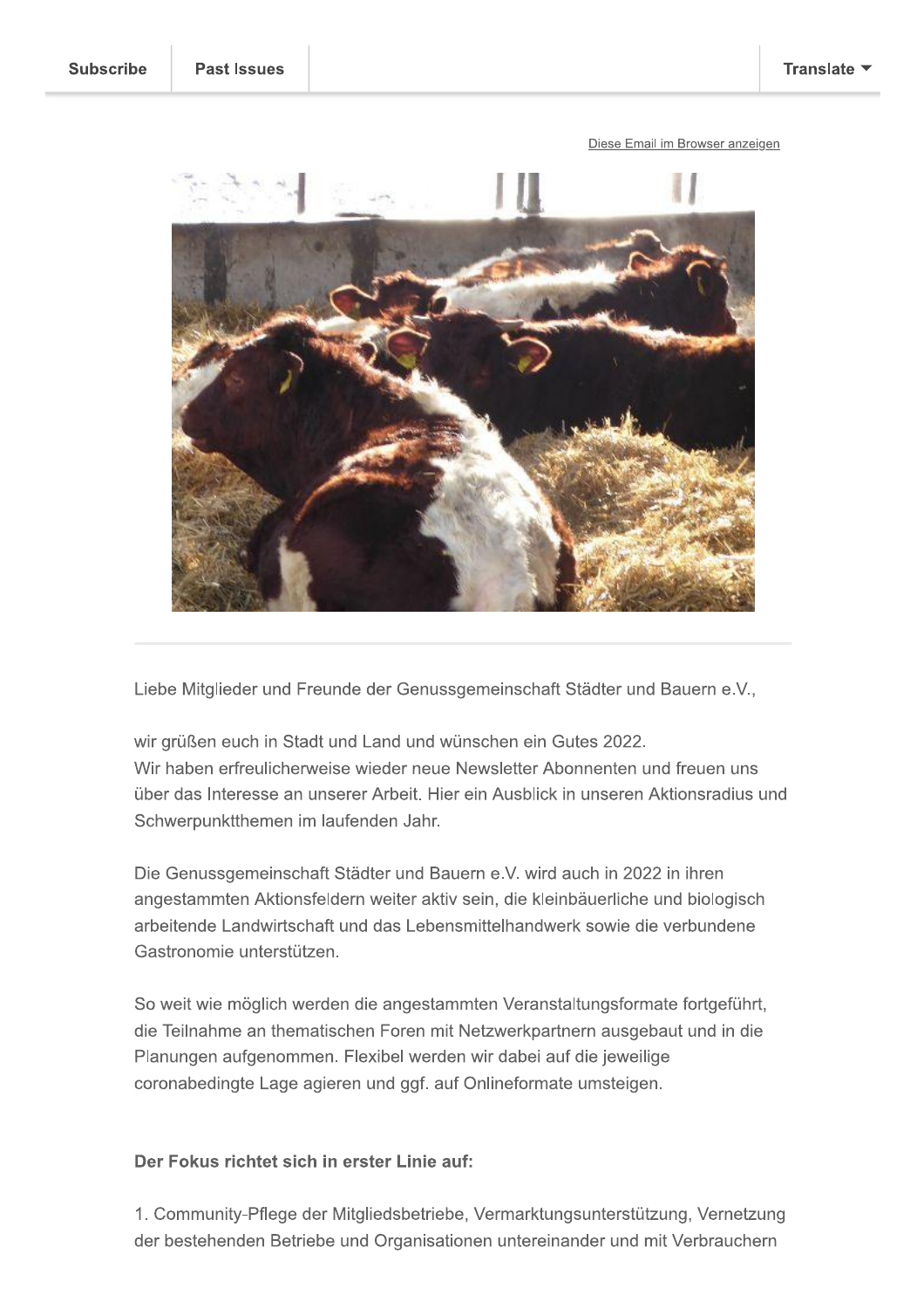Subscribe | Past Issues | Translate

Diese Email im Browser anzeigen

Liebe Mitglieder und Freunde der Genussgemeinschaft Städter und Bauern e.V.,

wir grüßen euch in Stadt und Land und wünschen ein Gutes 2022.
Wir haben erfreulicherweise wieder neue Newsletter Abonnenten und freuen uns über das Interesse an unserer Arbeit. Hier ein Ausblick in unseren Aktionsradius und Schwerpunktthemen im laufenden Jahr.

Die Genussgemeinschaft Städter und Bauern e.V. wird auch in 2022 in ihren angestammten Aktionsfeldern weiter aktiv sein, die kleinbäuerliche und biologisch arbeitende Landwirtschaft und das Lebensmittelhandwerk sowie die verbundene Gastronomie unterstützen.

So weit wie möglich werden die angestammten Veranstaltungsformate fortgeführt, die Teilnahme an thematischen Foren mit Netzwerkpartnern ausgebaut und in die Planungen aufgenommen. Flexibel werden wir dabei auf die jeweilige coronabedingte Lage agieren und ggf. auf Onlineformate umsteigen.

**Der Fokus richtet sich in erster Linie auf:**

1. Community-Pflege der Mitgliedsbetriebe, Vermarktungsunterstützung, Vernetzung der bestehenden Betriebe und Organisationen untereinander und mit Verbrauchern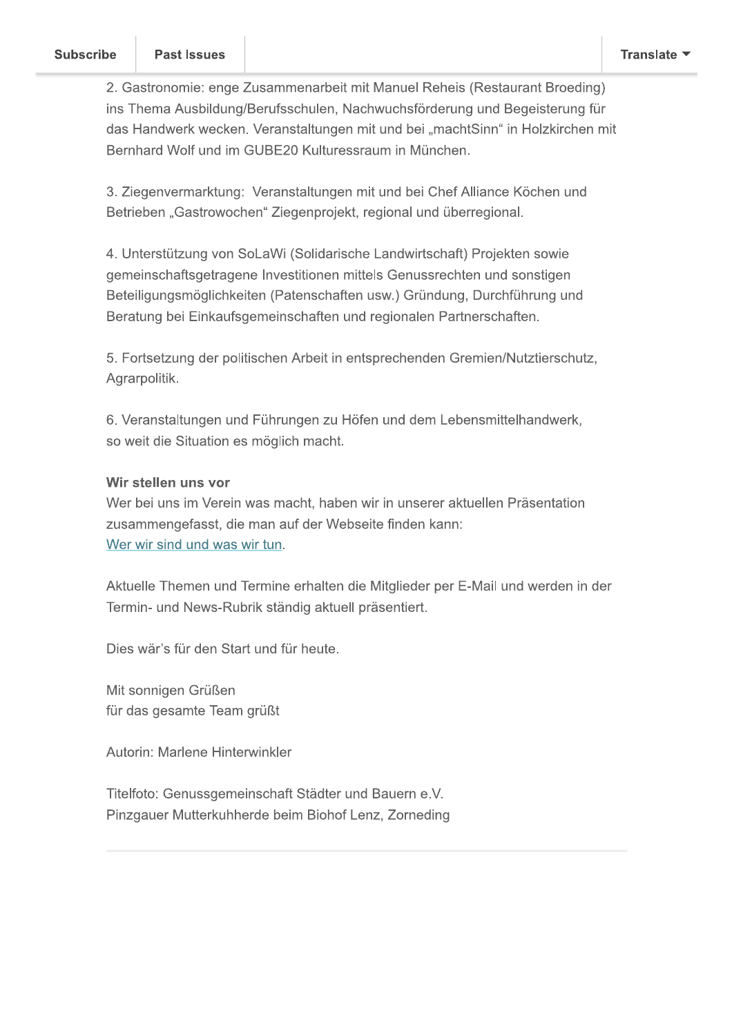2. Gastronomie: enge Zusammenarbeit mit Manuel Reheis (Restaurant Broeding) ins Thema Ausbildung/Berufsschulen, Nachwuchsförderung und Begeisterung für das Handwerk wecken. Veranstaltungen mit und bei „machtSinn" in Holzkirchen mit Bernhard Wolf und im GUBE20 Kulturessraum in München.

3. Ziegenvermarktung: Veranstaltungen mit und bei Chef Alliance Köchen und Betrieben „Gastrowochen" Ziegenprojekt, regional und überregional.

4. Unterstützung von SoLaWi (Solidarische Landwirtschaft) Projekten sowie gemeinschaftsgetragene Investitionen mittels Genussrechten und sonstigen Beteiligungsmöglichkeiten (Patenschaften usw.) Gründung, Durchführung und Beratung bei Einkaufsgemeinschaften und regionalen Partnerschaften.

5. Fortsetzung der politischen Arbeit in entsprechenden Gremien/Nutztierschutz, Agrarpolitik.

6. Veranstaltungen und Führungen zu Höfen und dem Lebensmittelhandwerk, so weit die Situation es möglich macht.

**Wir stellen uns vor**
Wer bei uns im Verein was macht, haben wir in unserer aktuellen Präsentation zusammengefasst, die man auf der Webseite finden kann:
Wer wir sind und was wir tun.

Aktuelle Themen und Termine erhalten die Mitglieder per E-Mail und werden in der Termin- und News-Rubrik ständig aktuell präsentiert.

Dies wär's für den Start und für heute.

Mit sonnigen Grüßen
für das gesamte Team grüßt

Autorin: Marlene Hinterwinkler

Titelfoto: Genussgemeinschaft Städter und Bauern e.V.
Pinzgauer Mutterkuhherde beim Biohof Lenz, Zorneding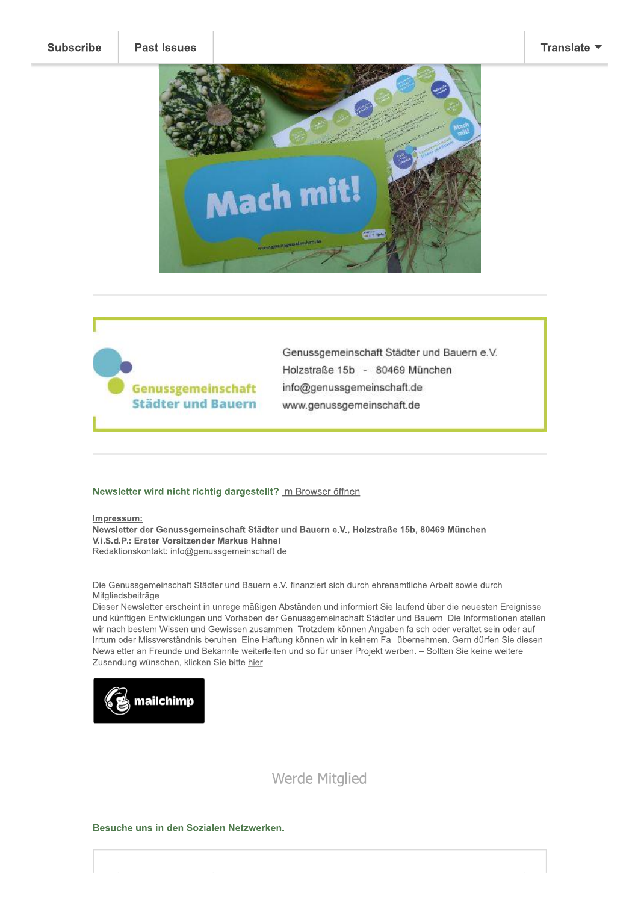Subscribe | Past Issues | Translate

Genussgemeinschaft Städter und Bauern

Genussgemeinschaft Städter und Bauern e.V.
Holzstraße 15b - 80469 München
info@genussgemeinschaft.de
www.genussgemeinschaft.de

**Newsletter wird nicht richtig dargestellt?** Im Browser öffnen

**Impressum:**
**Newsletter der Genussgemeinschaft Städter und Bauern e.V., Holzstraße 15b, 80469 München**
**V.i.S.d.P.: Erster Vorsitzender Markus Hahnel**
Redaktionskontakt: info@genussgemeinschaft.de

Die Genussgemeinschaft Städter und Bauern e.V. finanziert sich durch ehrenamtliche Arbeit sowie durch Mitgliedsbeiträge.
Dieser Newsletter erscheint in unregelmäßigen Abständen und informiert Sie laufend über die neuesten Ereignisse und künftigen Entwicklungen und Vorhaben der Genussgemeinschaft Städter und Bauern. Die Informationen stellen wir nach bestem Wissen und Gewissen zusammen. Trotzdem können Angaben falsch oder veraltet sein oder auf Irrtum oder Missverständnis beruhen. Eine Haftung können wir in keinem Fall übernehmen. Gern dürfen Sie diesen Newsletter an Freunde und Bekannte weiterleiten und so für unser Projekt werben. – Sollten Sie keine weitere Zusendung wünschen, klicken Sie bitte hier.

mailchimp

Werde Mitglied

**Besuche uns in den Sozialen Netzwerken.**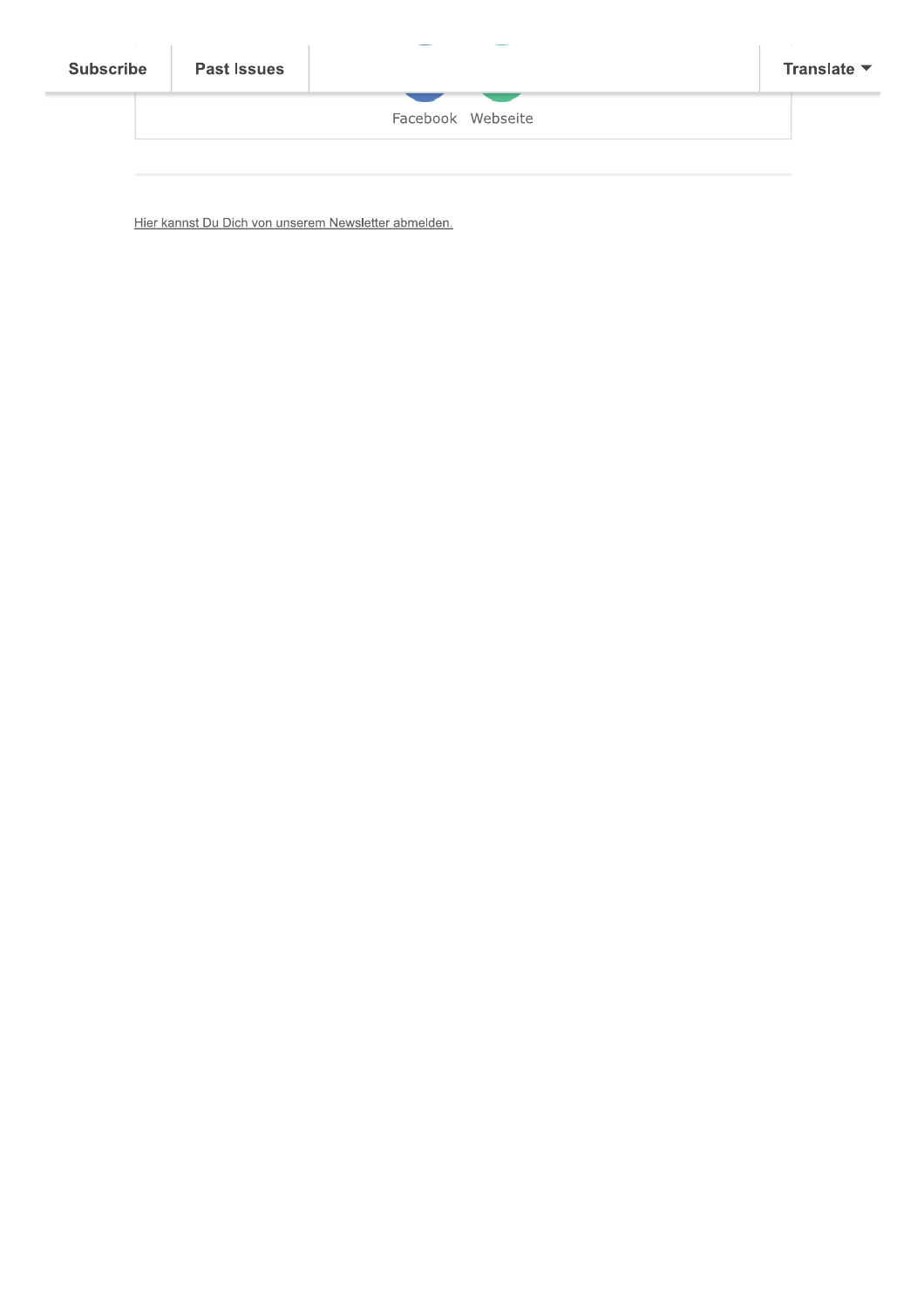Subscribe | Past Issues | Translate

Facebook Webseite

---

Hier kannst Du Dich von unserem Newsletter abmelden.